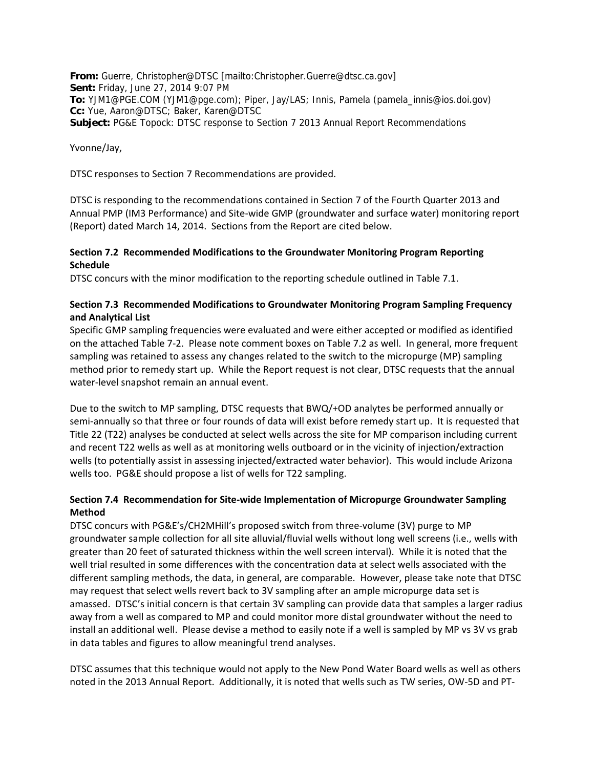**From:** Guerre, Christopher@DTSC [mailto:Christopher.Guerre@dtsc.ca.gov]
**Sent:** Friday, June 27, 2014 9:07 PM
**To:** YJM1@PGE.COM (YJM1@pge.com); Piper, Jay/LAS; Innis, Pamela (pamela_innis@ios.doi.gov)
**Cc:** Yue, Aaron@DTSC; Baker, Karen@DTSC
**Subject:** PG&E Topock: DTSC response to Section 7 2013 Annual Report Recommendations

Yvonne/Jay,

DTSC responses to Section 7 Recommendations are provided.

DTSC is responding to the recommendations contained in Section 7 of the Fourth Quarter 2013 and Annual PMP (IM3 Performance) and Site-wide GMP (groundwater and surface water) monitoring report (Report) dated March 14, 2014. Sections from the Report are cited below.

**Section 7.2 Recommended Modifications to the Groundwater Monitoring Program Reporting Schedule**

DTSC concurs with the minor modification to the reporting schedule outlined in Table 7.1.

**Section 7.3 Recommended Modifications to Groundwater Monitoring Program Sampling Frequency and Analytical List**

Specific GMP sampling frequencies were evaluated and were either accepted or modified as identified on the attached Table 7-2. Please note comment boxes on Table 7.2 as well. In general, more frequent sampling was retained to assess any changes related to the switch to the micropurge (MP) sampling method prior to remedy start up. While the Report request is not clear, DTSC requests that the annual water-level snapshot remain an annual event.

Due to the switch to MP sampling, DTSC requests that BWQ/+OD analytes be performed annually or semi-annually so that three or four rounds of data will exist before remedy start up. It is requested that Title 22 (T22) analyses be conducted at select wells across the site for MP comparison including current and recent T22 wells as well as at monitoring wells outboard or in the vicinity of injection/extraction wells (to potentially assist in assessing injected/extracted water behavior). This would include Arizona wells too. PG&E should propose a list of wells for T22 sampling.

**Section 7.4 Recommendation for Site-wide Implementation of Micropurge Groundwater Sampling Method**

DTSC concurs with PG&E's/CH2MHill's proposed switch from three-volume (3V) purge to MP groundwater sample collection for all site alluvial/fluvial wells without long well screens (i.e., wells with greater than 20 feet of saturated thickness within the well screen interval). While it is noted that the well trial resulted in some differences with the concentration data at select wells associated with the different sampling methods, the data, in general, are comparable. However, please take note that DTSC may request that select wells revert back to 3V sampling after an ample micropurge data set is amassed. DTSC's initial concern is that certain 3V sampling can provide data that samples a larger radius away from a well as compared to MP and could monitor more distal groundwater without the need to install an additional well. Please devise a method to easily note if a well is sampled by MP vs 3V vs grab in data tables and figures to allow meaningful trend analyses.

DTSC assumes that this technique would not apply to the New Pond Water Board wells as well as others noted in the 2013 Annual Report. Additionally, it is noted that wells such as TW series, OW-5D and PT-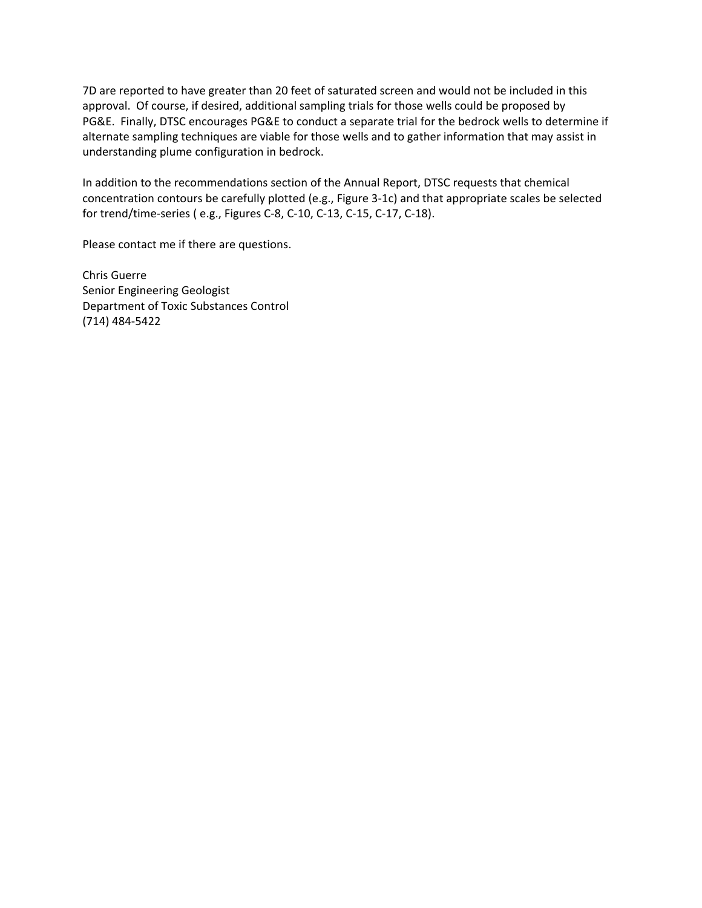7D are reported to have greater than 20 feet of saturated screen and would not be included in this approval. Of course, if desired, additional sampling trials for those wells could be proposed by PG&E. Finally, DTSC encourages PG&E to conduct a separate trial for the bedrock wells to determine if alternate sampling techniques are viable for those wells and to gather information that may assist in understanding plume configuration in bedrock.

In addition to the recommendations section of the Annual Report, DTSC requests that chemical concentration contours be carefully plotted (e.g., Figure 3-1c) and that appropriate scales be selected for trend/time-series ( e.g., Figures C-8, C-10, C-13, C-15, C-17, C-18).

Please contact me if there are questions.

Chris Guerre  
Senior Engineering Geologist  
Department of Toxic Substances Control  
(714) 484-5422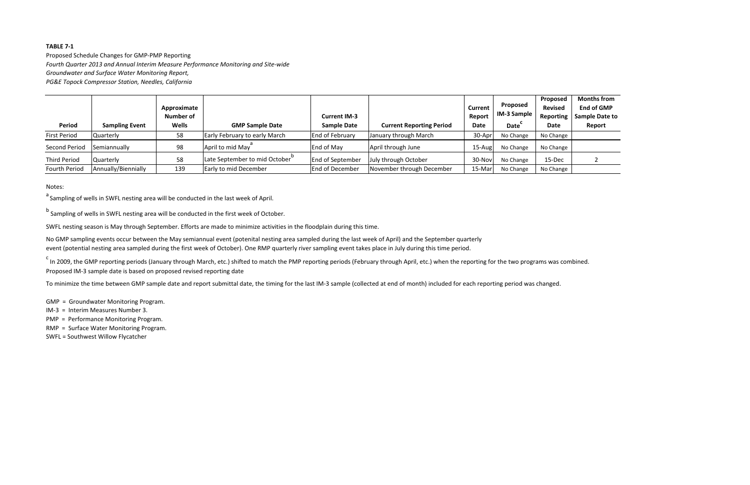**TABLE 7-1**

Proposed Schedule Changes for GMP-PMP Reporting

*Fourth Quarter 2013 and Annual Interim Measure Performance Monitoring and Site-wide*

*Groundwater and Surface Water Monitoring Report,*

*PG&E Topock Compressor Station, Needles, California*

| Period | Sampling Event | Approximate Number of Wells | GMP Sample Date | Current IM-3 Sample Date | Current Reporting Period | Current Report Date | Proposed IM-3 Sample Date[c] | Proposed Revised Reporting Date | Months from End of GMP Sample Date to Report |
|---|---|---|---|---|---|---|---|---|---|
| First Period | Quarterly | 58 | Early February to early March | End of February | January through March | 30-Apr | No Change | No Change | |
| Second Period | Semiannually | 98 | April to mid May[a] | End of May | April through June | 15-Aug | No Change | No Change | |
| Third Period | Quarterly | 58 | Late September to mid October[b] | End of September | July through October | 30-Nov | No Change | 15-Dec | 2 |
| Fourth Period | Annually/Biennially | 139 | Early to mid December | End of December | November through December | 15-Mar | No Change | No Change | |

Notes:

[a] Sampling of wells in SWFL nesting area will be conducted in the last week of April.

[b] Sampling of wells in SWFL nesting area will be conducted in the first week of October.

SWFL nesting season is May through September. Efforts are made to minimize activities in the floodplain during this time.

No GMP sampling events occur between the May semiannual event (potenital nesting area sampled during the last week of April) and the September quarterly event (potential nesting area sampled during the first week of October). One RMP quarterly river sampling event takes place in July during this time period.

[c] In 2009, the GMP reporting periods (January through March, etc.) shifted to match the PMP reporting periods (February through April, etc.) when the reporting for the two programs was combined. Proposed IM-3 sample date is based on proposed revised reporting date

To minimize the time between GMP sample date and report submittal date, the timing for the last IM-3 sample (collected at end of month) included for each reporting period was changed.

GMP = Groundwater Monitoring Program.

IM-3 = Interim Measures Number 3.

PMP = Performance Monitoring Program.

RMP = Surface Water Monitoring Program.

SWFL = Southwest Willow Flycatcher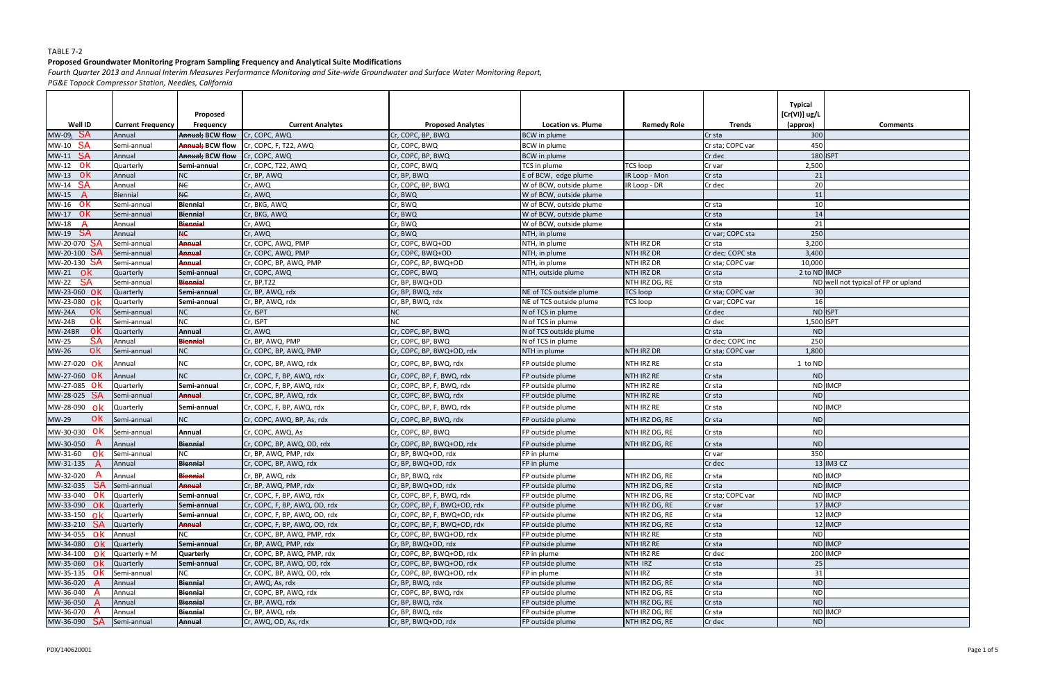TABLE 7-2

**Proposed Groundwater Monitoring Program Sampling Frequency and Analytical Suite Modifications**

*Fourth Quarter 2013 and Annual Interim Measures Performance Monitoring and Site-wide Groundwater and Surface Water Monitoring Report,*
*PG&E Topock Compressor Station, Needles, California*

| Well ID | Current Frequency | Proposed Frequency | Current Analytes | Proposed Analytes | Location vs. Plume | Remedy Role | Trends | Typical [Cr(VI)] ug/L (approx) | Comments |
|---|---|---|---|---|---|---|---|---|---|
| MW-09 SA | Annual | ~~Annual;~~ BCW flow | Cr, COPC, AWQ | Cr, COPC, BP, BWQ | BCW in plume | | Cr sta | 300 | |
| MW-10 SA | Semi-annual | ~~Annual;~~ BCW flow | Cr, COPC, F, T22, AWQ | Cr, COPC, BWQ | BCW in plume | | Cr sta; COPC var | 450 | |
| MW-11 SA | Annual | ~~Annual;~~ BCW flow | Cr, COPC, AWQ | Cr, COPC, BP, BWQ | BCW in plume | | Cr dec | 180 | ISPT |
| MW-12 ok | Quarterly | Semi-annual | Cr, COPC, T22, AWQ | Cr, COPC, BWQ | TCS in plume | TCS loop | Cr var | 2,500 | |
| MW-13 ok | Annual | NC | Cr, BP, AWQ | Cr, BP, BWQ | E of BCW, edge plume | IR Loop - Mon | Cr sta | 21 | |
| MW-14 SA | Annual | ~~NC~~ | Cr, AWQ | Cr, COPC, BP, BWQ | W of BCW, outside plume | IR Loop - DR | Cr dec | 20 | |
| MW-15 A | Biennial | ~~NC~~ | Cr, AWQ | Cr, BWQ | W of BCW, outside plume | | | 11 | |
| MW-16 ok | Semi-annual | Biennial | Cr, BKG, AWQ | Cr, BWQ | W of BCW, outside plume | | Cr sta | 10 | |
| MW-17 ok | Semi-annual | Biennial | Cr, BKG, AWQ | Cr, BWQ | W of BCW, outside plume | | Cr sta | 14 | |
| MW-18 A | Annual | ~~Biennial~~ | Cr, AWQ | Cr, BWQ | W of BCW, outside plume | | Cr sta | 21 | |
| MW-19 SA | Annual | ~~NC~~ | Cr, AWQ | Cr, BWQ | NTH, in plume | | Cr var; COPC sta | 250 | |
| MW-20-070 SA | Semi-annual | ~~Annual~~ | Cr, COPC, AWQ, PMP | Cr, COPC, BWQ+OD | NTH, in plume | NTH IRZ DR | Cr sta | 3,200 | |
| MW-20-100 SA | Semi-annual | ~~Annual~~ | Cr, COPC, AWQ, PMP | Cr, COPC, BWQ+OD | NTH, in plume | NTH IRZ DR | Cr dec; COPC sta | 3,400 | |
| MW-20-130 SA | Semi-annual | ~~Annual~~ | Cr, COPC, BP, AWQ, PMP | Cr, COPC, BP, BWQ+OD | NTH, in plume | NTH IRZ DR | Cr sta; COPC var | 10,000 | |
| MW-21 ok | Quarterly | Semi-annual | Cr, COPC, AWQ | Cr, COPC, BWQ | NTH, outside plume | NTH IRZ DR | Cr sta | 2 to ND | IMCP |
| MW-22 SA | Semi-annual | ~~Biennial~~ | Cr, BP,T22 | Cr, BP, BWQ+OD | | NTH IRZ DG, RE | Cr sta | ND | well not typical of FP or upland |
| MW-23-060 ok | Quarterly | Semi-annual | Cr, BP, AWQ, rdx | Cr, BP, BWQ, rdx | NE of TCS outside plume | TCS loop | Cr sta; COPC var | 30 | |
| MW-23-080 ok | Quarterly | Semi-annual | Cr, BP, AWQ, rdx | Cr, BP, BWQ, rdx | NE of TCS outside plume | TCS loop | Cr var; COPC var | 16 | |
| MW-24A ok | Semi-annual | NC | Cr, ISPT | NC | N of TCS in plume | | Cr dec | ND | ISPT |
| MW-24B ok | Semi-annual | NC | Cr, ISPT | NC | N of TCS in plume | | Cr dec | 1,500 | ISPT |
| MW-24BR ok | Quarterly | Annual | Cr, AWQ | Cr, COPC, BP, BWQ | N of TCS outside plume | | Cr sta | ND | |
| MW-25 SA | Annual | ~~Biennial~~ | Cr, BP, AWQ, PMP | Cr, COPC, BP, BWQ | N of TCS in plume | | Cr dec; COPC inc | 250 | |
| MW-26 ok | Semi-annual | NC | Cr, COPC, BP, AWQ, PMP | Cr, COPC, BP, BWQ+OD, rdx | NTH in plume | NTH IRZ DR | Cr sta; COPC var | 1,800 | |
| MW-27-020 ok | Annual | NC | Cr, COPC, BP, AWQ, rdx | Cr, COPC, BP, BWQ, rdx | FP outside plume | NTH IRZ RE | Cr sta | 1 to ND | |
| MW-27-060 ok | Annual | NC | Cr, COPC, F, BP, AWQ, rdx | Cr, COPC, BP, F, BWQ, rdx | FP outside plume | NTH IRZ RE | Cr sta | ND | |
| MW-27-085 ok | Quarterly | Semi-annual | Cr, COPC, F, BP, AWQ, rdx | Cr, COPC, BP, F, BWQ, rdx | FP outside plume | NTH IRZ RE | Cr sta | ND | IMCP |
| MW-28-025 SA | Semi-annual | ~~Annual~~ | Cr, COPC, BP, AWQ, rdx | Cr, COPC, BP, BWQ, rdx | FP outside plume | NTH IRZ RE | Cr sta | ND | |
| MW-28-090 ok | Quarterly | Semi-annual | Cr, COPC, F, BP, AWQ, rdx | Cr, COPC, BP, F, BWQ, rdx | FP outside plume | NTH IRZ RE | Cr sta | ND | IMCP |
| MW-29 ok | Semi-annual | NC | Cr, COPC, AWQ, BP, As, rdx | Cr, COPC, BP, BWQ, rdx | FP outside plume | NTH IRZ DG, RE | Cr sta | ND | |
| MW-30-030 ok | Semi-annual | Annual | Cr, COPC, AWQ, As | Cr, COPC, BP, BWQ | FP outside plume | NTH IRZ DG, RE | Cr sta | ND | |
| MW-30-050 A | Annual | ~~Biennial~~ | Cr, COPC, BP, AWQ, OD, rdx | Cr, COPC, BP, BWQ+OD, rdx | FP outside plume | NTH IRZ DG, RE | Cr sta | ND | |
| MW-31-60 ok | Semi-annual | NC | Cr, BP, AWQ, PMP, rdx | Cr, BP, BWQ+OD, rdx | FP in plume | | Cr var | 350 | |
| MW-31-135 A | Annual | ~~Biennial~~ | Cr, COPC, BP, AWQ, rdx | Cr, BP, BWQ+OD, rdx | FP in plume | | Cr dec | 13 | IM3 CZ |
| MW-32-020 A | Annual | ~~Biennial~~ | Cr, BP, AWQ, rdx | Cr, BP, BWQ, rdx | FP outside plume | NTH IRZ DG, RE | Cr sta | ND | IMCP |
| MW-32-035 SA | Semi-annual | ~~Annual~~ | Cr, BP, AWQ, PMP, rdx | Cr, BP, BWQ+OD, rdx | FP outside plume | NTH IRZ DG, RE | Cr sta | ND | IMCP |
| MW-33-040 ok | Quarterly | Semi-annual | Cr, COPC, F, BP, AWQ, rdx | Cr, COPC, BP, F, BWQ, rdx | FP outside plume | NTH IRZ DG, RE | Cr sta; COPC var | ND | IMCP |
| MW-33-090 ok | Quarterly | Semi-annual | Cr, COPC, F, BP, AWQ, OD, rdx | Cr, COPC, BP, F, BWQ+OD, rdx | FP outside plume | NTH IRZ DG, RE | Cr var | 17 | IMCP |
| MW-33-150 ok | Quarterly | Semi-annual | Cr, COPC, F, BP, AWQ, OD, rdx | Cr, COPC, BP, F, BWQ+OD, rdx | FP outside plume | NTH IRZ DG, RE | Cr sta | 12 | IMCP |
| MW-33-210 SA | Quarterly | ~~Annual~~ | Cr, COPC, F, BP, AWQ, OD, rdx | Cr, COPC, BP, F, BWQ+OD, rdx | FP outside plume | NTH IRZ DG, RE | Cr sta | 12 | IMCP |
| MW-34-055 ok | Annual | NC | Cr, COPC, BP, AWQ, PMP, rdx | Cr, COPC, BP, BWQ+OD, rdx | FP outside plume | NTH IRZ RE | Cr sta | ND | |
| MW-34-080 ok | Quarterly | Semi-annual | Cr, BP, AWQ, PMP, rdx | Cr, BP, BWQ+OD, rdx | FP outside plume | NTH IRZ RE | Cr sta | ND | IMCP |
| MW-34-100 ok | Quarterly + M | Quarterly | Cr, COPC, BP, AWQ, PMP, rdx | Cr, COPC, BP, BWQ+OD, rdx | FP in plume | NTH IRZ RE | Cr dec | 200 | IMCP |
| MW-35-060 ok | Quarterly | Semi-annual | Cr, COPC, BP, AWQ, OD, rdx | Cr, COPC, BP, BWQ+OD, rdx | FP outside plume | NTH IRZ | Cr sta | 25 | |
| MW-35-135 ok | Semi-annual | NC | Cr, COPC, BP, AWQ, OD, rdx | Cr, COPC, BP, BWQ+OD, rdx | FP in plume | NTH IRZ | Cr sta | 31 | |
| MW-36-020 A | Annual | ~~Biennial~~ | Cr, AWQ, As, rdx | Cr, BP, BWQ, rdx | FP outside plume | NTH IRZ DG, RE | Cr sta | ND | |
| MW-36-040 A | Annual | ~~Biennial~~ | Cr, COPC, BP, AWQ, rdx | Cr, COPC, BP, BWQ, rdx | FP outside plume | NTH IRZ DG, RE | Cr sta | ND | |
| MW-36-050 A | Annual | ~~Biennial~~ | Cr, BP, AWQ, rdx | Cr, BP, BWQ, rdx | FP outside plume | NTH IRZ DG, RE | Cr sta | ND | |
| MW-36-070 A | Annual | ~~Biennial~~ | Cr, BP, AWQ, rdx | Cr, BP, BWQ, rdx | FP outside plume | NTH IRZ DG, RE | Cr sta | ND | IMCP |
| MW-36-090 SA | Semi-annual | ~~Annual~~ | Cr, AWQ, OD, As, rdx | Cr, BP, BWQ+OD, rdx | FP outside plume | NTH IRZ DG, RE | Cr dec | ND | |

PDX/140620001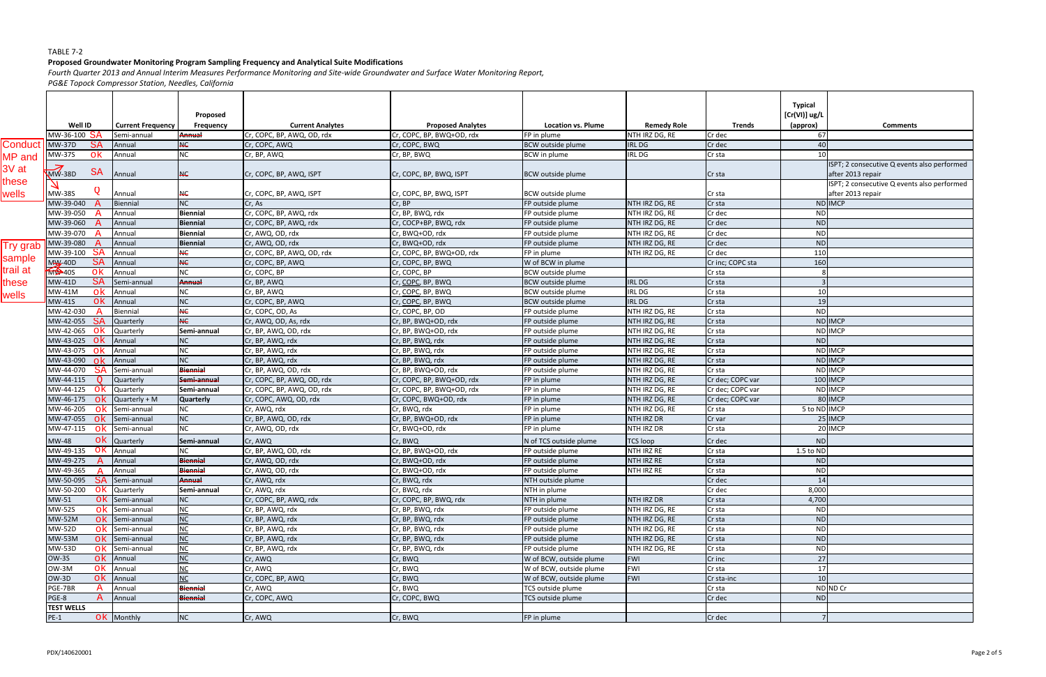TABLE 7-2

**Proposed Groundwater Monitoring Program Sampling Frequency and Analytical Suite Modifications**

*Fourth Quarter 2013 and Annual Interim Measures Performance Monitoring and Site-wide Groundwater and Surface Water Monitoring Report,*

*PG&E Topock Compressor Station, Needles, California*

Conduct MP and 3V at these wells

Try grab sample trail at these wells

| Well ID | | Current Frequency | Proposed Frequency | Current Analytes | Proposed Analytes | Location vs. Plume | Remedy Role | Trends | Typical [Cr(VI)] ug/L (approx) | Comments |
|---|---|---|---|---|---|---|---|---|---|---|
| MW-36-100 | SA | Semi-annual | ~~Annual~~ | Cr, COPC, BP, AWQ, OD, rdx | Cr, COPC, BP, BWQ+OD, rdx | FP in plume | NTH IRZ DG, RE | Cr dec | 67 | |
| MW-37D | SA | Annual | ~~NC~~ | Cr, COPC, AWQ | Cr, COPC, BWQ | BCW outside plume | IRL DG | Cr dec | 40 | |
| MW-37S | ok | Annual | NC | Cr, BP, AWQ | Cr, BP, BWQ | BCW in plume | IRL DG | Cr sta | 10 | |
| MW-38D | SA | Annual | ~~NC~~ | Cr, COPC, BP, AWQ, ISPT | Cr, COPC, BP, BWQ, ISPT | BCW outside plume | | Cr sta | | ISPT; 2 consecutive Q events also performed after 2013 repair |
| MW-38S | Q | Annual | ~~NC~~ | Cr, COPC, BP, AWQ, ISPT | Cr, COPC, BP, BWQ, ISPT | BCW outside plume | | Cr sta | | ISPT; 2 consecutive Q events also performed after 2013 repair |
| MW-39-040 | A | Biennial | NC | Cr, As | Cr, BP | FP outside plume | NTH IRZ DG, RE | Cr sta | ND | IMCP |
| MW-39-050 | A | Annual | **Biennial** | Cr, COPC, BP, AWQ, rdx | Cr, BP, BWQ, rdx | FP outside plume | NTH IRZ DG, RE | Cr dec | ND | |
| MW-39-060 | A | Annual | **Biennial** | Cr, COPC, BP, AWQ, rdx | Cr, COCP+BP, BWQ, rdx | FP outside plume | NTH IRZ DG, RE | Cr dec | ND | |
| MW-39-070 | A | Annual | **Biennial** | Cr, AWQ, OD, rdx | Cr, BWQ+OD, rdx | FP outside plume | NTH IRZ DG, RE | Cr dec | ND | |
| MW-39-080 | A | Annual | **Biennial** | Cr, AWQ, OD, rdx | Cr, BWQ+OD, rdx | FP outside plume | NTH IRZ DG, RE | Cr dec | ND | |
| MW-39-100 | SA | Annual | ~~NC~~ | Cr, COPC, BP, AWQ, OD, rdx | Cr, COPC, BP, BWQ+OD, rdx | FP in plume | NTH IRZ DG, RE | Cr dec | 110 | |
| MW-40D | SA | Annual | ~~NC~~ | Cr, COPC, BP, AWQ | Cr, COPC, BP, BWQ | W of BCW in plume | | Cr inc; COPC sta | 160 | |
| MW-40S | ok | Annual | NC | Cr, COPC, BP | Cr, COPC, BP | BCW outside plume | | Cr sta | 8 | |
| MW-41D | SA | Semi-annual | ~~Annual~~ | Cr, BP, AWQ | Cr, COPC, BP, BWQ | BCW outside plume | IRL DG | Cr sta | 3 | |
| MW-41M | ok | Annual | NC | Cr, BP, AWQ | Cr, COPC, BP, BWQ | BCW outside plume | IRL DG | Cr sta | 10 | |
| MW-41S | ok | Annual | NC | Cr, COPC, BP, AWQ | Cr, COPC, BP, BWQ | BCW outside plume | IRL DG | Cr sta | 19 | |
| MW-42-030 | A | Biennial | ~~NC~~ | Cr, COPC, OD, As | Cr, COPC, BP, OD | FP outside plume | NTH IRZ DG, RE | Cr sta | ND | |
| MW-42-055 | SA | Quarterly | ~~NC~~ | Cr, AWQ, OD, As, rdx | Cr, BP, BWQ+OD, rdx | FP outside plume | NTH IRZ DG, RE | Cr sta | ND | IMCP |
| MW-42-065 | ok | Quarterly | **Semi-annual** | Cr, BP, AWQ, OD, rdx | Cr, BP, BWQ+OD, rdx | FP outside plume | NTH IRZ DG, RE | Cr sta | ND | IMCP |
| MW-43-025 | ok | Annual | NC | Cr, BP, AWQ, rdx | Cr, BP, BWQ, rdx | FP outside plume | NTH IRZ DG, RE | Cr sta | ND | |
| MW-43-075 | ok | Annual | NC | Cr, BP, AWQ, rdx | Cr, BP, BWQ, rdx | FP outside plume | NTH IRZ DG, RE | Cr sta | ND | IMCP |
| MW-43-090 | ok | Annual | NC | Cr, BP, AWQ, rdx | Cr, BP, BWQ, rdx | FP outside plume | NTH IRZ DG, RE | Cr sta | ND | IMCP |
| MW-44-070 | SA | Semi-annual | ~~Biennial~~ | Cr, BP, AWQ, OD, rdx | Cr, BP, BWQ+OD, rdx | FP outside plume | NTH IRZ DG, RE | Cr sta | ND | IMCP |
| MW-44-115 | Q | Quarterly | ~~Semi-annual~~ | Cr, COPC, BP, AWQ, OD, rdx | Cr, COPC, BP, BWQ+OD, rdx | FP in plume | NTH IRZ DG, RE | Cr dec; COPC var | 100 | IMCP |
| MW-44-125 | ok | Quarterly | **Semi-annual** | Cr, COPC, BP, AWQ, OD, rdx | Cr, COPC, BP, BWQ+OD, rdx | FP in plume | NTH IRZ DG, RE | Cr dec; COPC var | ND | IMCP |
| MW-46-175 | ok | Quarterly + M | **Quarterly** | Cr, COPC, AWQ, OD, rdx | Cr, COPC, BWQ+OD, rdx | FP in plume | NTH IRZ DG, RE | Cr dec; COPC var | 80 | IMCP |
| MW-46-205 | ok | Semi-annual | NC | Cr, AWQ, rdx | Cr, BWQ, rdx | FP in plume | NTH IRZ DG, RE | Cr sta | 5 to ND | IMCP |
| MW-47-055 | ok | Semi-annual | NC | Cr, BP, AWQ, OD, rdx | Cr, BP, BWQ+OD, rdx | FP in plume | NTH IRZ DR | Cr var | 25 | IMCP |
| MW-47-115 | ok | Semi-annual | NC | Cr, AWQ, OD, rdx | Cr, BWQ+OD, rdx | FP in plume | NTH IRZ DR | Cr sta | 20 | IMCP |
| MW-48 | ok | Quarterly | **Semi-annual** | Cr, AWQ | Cr, BWQ | N of TCS outside plume | TCS loop | Cr dec | ND | |
| MW-49-135 | ok | Annual | NC | Cr, BP, AWQ, OD, rdx | Cr, BP, BWQ+OD, rdx | FP outside plume | NTH IRZ RE | Cr sta | 1.5 to ND | |
| MW-49-275 | A | Annual | ~~Biennial~~ | Cr, AWQ, OD, rdx | Cr, BWQ+OD, rdx | FP outside plume | NTH IRZ RE | Cr sta | ND | |
| MW-49-365 | A | Annual | ~~Biennial~~ | Cr, AWQ, OD, rdx | Cr, BWQ+OD, rdx | FP outside plume | NTH IRZ RE | Cr sta | ND | |
| MW-50-095 | SA | Semi-annual | ~~Annual~~ | Cr, AWQ, rdx | Cr, BWQ, rdx | NTH outside plume | | Cr dec | 14 | |
| MW-50-200 | ok | Quarterly | **Semi-annual** | Cr, AWQ, rdx | Cr, BWQ, rdx | NTH in plume | | Cr dec | 8,000 | |
| MW-51 | ok | Semi-annual | NC | Cr, COPC, BP, AWQ, rdx | Cr, COPC, BP, BWQ, rdx | NTH in plume | NTH IRZ DR | Cr sta | 4,700 | |
| MW-52S | ok | Semi-annual | NC | Cr, BP, AWQ, rdx | Cr, BP, BWQ, rdx | FP outside plume | NTH IRZ DG, RE | Cr sta | ND | |
| MW-52M | ok | Semi-annual | NC | Cr, BP, AWQ, rdx | Cr, BP, BWQ, rdx | FP outside plume | NTH IRZ DG, RE | Cr sta | ND | |
| MW-52D | ok | Semi-annual | NC | Cr, BP, AWQ, rdx | Cr, BP, BWQ, rdx | FP outside plume | NTH IRZ DG, RE | Cr sta | ND | |
| MW-53M | ok | Semi-annual | NC | Cr, BP, AWQ, rdx | Cr, BP, BWQ, rdx | FP outside plume | NTH IRZ DG, RE | Cr sta | ND | |
| MW-53D | ok | Semi-annual | NC | Cr, BP, AWQ, rdx | Cr, BP, BWQ, rdx | FP outside plume | NTH IRZ DG, RE | Cr sta | ND | |
| OW-3S | ok | Annual | NC | Cr, AWQ | Cr, BWQ | W of BCW, outside plume | FWI | Cr inc | 27 | |
| OW-3M | ok | Annual | NC | Cr, AWQ | Cr, BWQ | W of BCW, outside plume | FWI | Cr sta | 17 | |
| OW-3D | ok | Annual | NC | Cr, COPC, BP, AWQ | Cr, BWQ | W of BCW, outside plume | FWI | Cr sta-inc | 10 | |
| PGE-7BR | A | Annual | ~~Biennial~~ | Cr, AWQ | Cr, BWQ | TCS outside plume | | Cr sta | ND | ND Cr |
| PGE-8 | A | Annual | ~~Biennial~~ | Cr, COPC, AWQ | Cr, COPC, BWQ | TCS outside plume | | Cr dec | ND | |
| **TEST WELLS** | | | | | | | | | | |
| PE-1 | ok | Monthly | NC | Cr, AWQ | Cr, BWQ | FP in plume | | Cr dec | 7 | |

PDX/140620001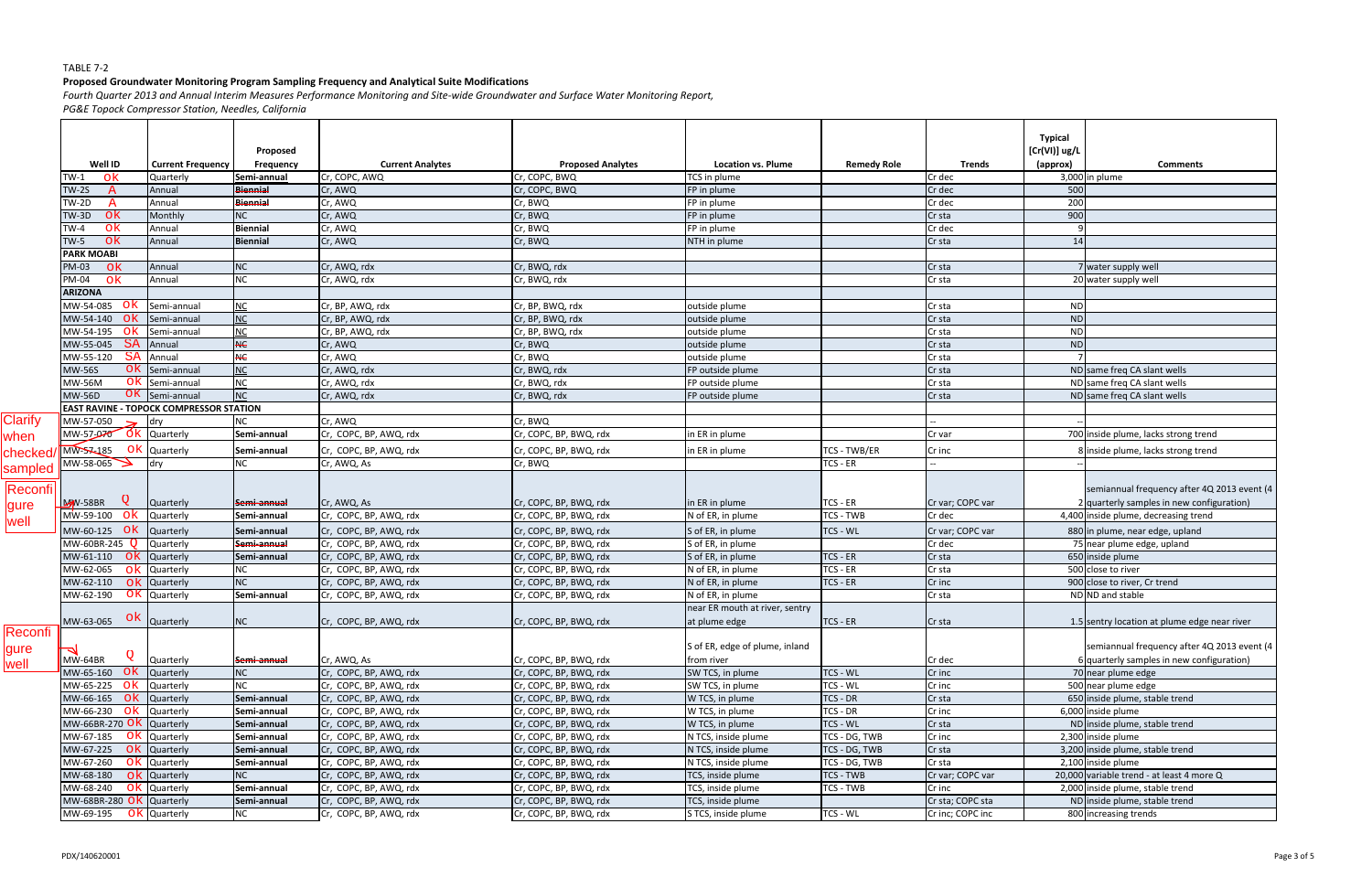TABLE 7-2

**Proposed Groundwater Monitoring Program Sampling Frequency and Analytical Suite Modifications**

*Fourth Quarter 2013 and Annual Interim Measures Performance Monitoring and Site-wide Groundwater and Surface Water Monitoring Report,*

*PG&E Topock Compressor Station, Needles, California*

| Well ID | Current Frequency | Proposed Frequency | Current Analytes | Proposed Analytes | Location vs. Plume | Remedy Role | Trends | Typical [Cr(VI)] ug/L (approx) | Comments |
|---|---|---|---|---|---|---|---|---|---|
| TW-1 OK | Quarterly | Semi-annual | Cr, COPC, AWQ | Cr, COPC, BWQ | TCS in plume | | Cr dec | 3,000 | in plume |
| TW-2S A | Annual | ~~Biennial~~ | Cr, AWQ | Cr, COPC, BWQ | FP in plume | | Cr dec | 500 | |
| TW-2D A | Annual | ~~Biennial~~ | Cr, AWQ | Cr, BWQ | FP in plume | | Cr dec | 200 | |
| TW-3D OK | Monthly | NC | Cr, AWQ | Cr, BWQ | FP in plume | | Cr sta | 900 | |
| TW-4 OK | Annual | Biennial | Cr, AWQ | Cr, BWQ | FP in plume | | Cr dec | 9 | |
| TW-5 OK | Annual | Biennial | Cr, AWQ | Cr, BWQ | NTH in plume | | Cr sta | 14 | |
| **PARK MOABI** | | | | | | | | | |
| PM-03 OK | Annual | NC | Cr, AWQ, rdx | Cr, BWQ, rdx | | | Cr sta | 7 | water supply well |
| PM-04 OK | Annual | NC | Cr, AWQ, rdx | Cr, BWQ, rdx | | | Cr sta | 20 | water supply well |
| **ARIZONA** | | | | | | | | | |
| MW-54-085 OK | Semi-annual | NC | Cr, BP, AWQ, rdx | Cr, BP, BWQ, rdx | outside plume | | Cr sta | ND | |
| MW-54-140 OK | Semi-annual | NC | Cr, BP, AWQ, rdx | Cr, BP, BWQ, rdx | outside plume | | Cr sta | ND | |
| MW-54-195 OK | Semi-annual | NC | Cr, BP, AWQ, rdx | Cr, BP, BWQ, rdx | outside plume | | Cr sta | ND | |
| MW-55-045 SA | Annual | ~~NC~~ | Cr, AWQ | Cr, BWQ | outside plume | | Cr sta | ND | |
| MW-55-120 SA | Annual | ~~NC~~ | Cr, AWQ | Cr, BWQ | outside plume | | Cr sta | 7 | |
| MW-56S OK | Semi-annual | NC | Cr, AWQ, rdx | Cr, BWQ, rdx | FP outside plume | | Cr sta | ND | same freq CA slant wells |
| MW-56M OK | Semi-annual | NC | Cr, AWQ, rdx | Cr, BWQ, rdx | FP outside plume | | Cr sta | ND | same freq CA slant wells |
| MW-56D OK | Semi-annual | NC | Cr, AWQ, rdx | Cr, BWQ, rdx | FP outside plume | | Cr sta | ND | same freq CA slant wells |
| **EAST RAVINE - TOPOCK COMPRESSOR STATION** | | | | | | | | | |
| MW-57-050 (Clarify when checked/sampled) | dry | NC | Cr, AWQ | Cr, BWQ | | | -- | -- | |
| ~~MW-57-070~~ OK | Quarterly | Semi-annual | Cr, COPC, BP, AWQ, rdx | Cr, COPC, BP, BWQ, rdx | in ER in plume | | Cr var | 700 | inside plume, lacks strong trend |
| ~~MW-57-185~~ OK | Quarterly | Semi-annual | Cr, COPC, BP, AWQ, rdx | Cr, COPC, BP, BWQ, rdx | in ER in plume | TCS - TWB/ER | Cr inc | 8 | inside plume, lacks strong trend |
| MW-58-065 | dry | NC | Cr, AWQ, As | Cr, BWQ | | TCS - ER | -- | -- | |
| ~~MW-58BR~~ Q (Reconfigure well) | Quarterly | ~~Semi-annual~~ | Cr, AWQ, As | Cr, COPC, BP, BWQ, rdx | in ER in plume | TCS - ER | Cr var; COPC var | 2 | semiannual frequency after 4Q 2013 event (4 quarterly samples in new configuration) |
| MW-59-100 OK | Quarterly | Semi-annual | Cr, COPC, BP, AWQ, rdx | Cr, COPC, BP, BWQ, rdx | N of ER, in plume | TCS - TWB | Cr dec | 4,400 | inside plume, decreasing trend |
| MW-60-125 OK | Quarterly | Semi-annual | Cr, COPC, BP, AWQ, rdx | Cr, COPC, BP, BWQ, rdx | S of ER, in plume | TCS - WL | Cr var; COPC var | 880 | in plume, near edge, upland |
| MW-60BR-245 Q | Quarterly | ~~Semi-annual~~ | Cr, COPC, BP, AWQ, rdx | Cr, COPC, BP, BWQ, rdx | S of ER, in plume | | Cr dec | 75 | near plume edge, upland |
| MW-61-110 OK | Quarterly | Semi-annual | Cr, COPC, BP, AWQ, rdx | Cr, COPC, BP, BWQ, rdx | S of ER, in plume | TCS - ER | Cr sta | 650 | inside plume |
| MW-62-065 OK | Quarterly | NC | Cr, COPC, BP, AWQ, rdx | Cr, COPC, BP, BWQ, rdx | N of ER, in plume | TCS - ER | Cr sta | 500 | close to river |
| MW-62-110 OK | Quarterly | NC | Cr, COPC, BP, AWQ, rdx | Cr, COPC, BP, BWQ, rdx | N of ER, in plume | TCS - ER | Cr inc | 900 | close to river, Cr trend |
| MW-62-190 OK | Quarterly | Semi-annual | Cr, COPC, BP, AWQ, rdx | Cr, COPC, BP, BWQ, rdx | N of ER, in plume | | Cr sta | ND | ND and stable |
| MW-63-065 OK | Quarterly | NC | Cr, COPC, BP, AWQ, rdx | Cr, COPC, BP, BWQ, rdx | near ER mouth at river, sentry at plume edge | TCS - ER | Cr sta | 1.5 | sentry location at plume edge near river |
| MW-64BR Q (Reconfigure well) | Quarterly | ~~Semi-annual~~ | Cr, AWQ, As | Cr, COPC, BP, BWQ, rdx | S of ER, edge of plume, inland from river | | Cr dec | 6 | semiannual frequency after 4Q 2013 event (4 quarterly samples in new configuration) |
| MW-65-160 OK | Quarterly | NC | Cr, COPC, BP, AWQ, rdx | Cr, COPC, BP, BWQ, rdx | SW TCS, in plume | TCS - WL | Cr inc | 70 | near plume edge |
| MW-65-225 OK | Quarterly | NC | Cr, COPC, BP, AWQ, rdx | Cr, COPC, BP, BWQ, rdx | SW TCS, in plume | TCS - WL | Cr inc | 500 | near plume edge |
| MW-66-165 OK | Quarterly | Semi-annual | Cr, COPC, BP, AWQ, rdx | Cr, COPC, BP, BWQ, rdx | W TCS, in plume | TCS - DR | Cr sta | 650 | inside plume, stable trend |
| MW-66-230 OK | Quarterly | Semi-annual | Cr, COPC, BP, AWQ, rdx | Cr, COPC, BP, BWQ, rdx | W TCS, in plume | TCS - DR | Cr inc | 6,000 | inside plume |
| MW-66BR-270 OK | Quarterly | Semi-annual | Cr, COPC, BP, AWQ, rdx | Cr, COPC, BP, BWQ, rdx | W TCS, in plume | TCS - WL | Cr sta | ND | inside plume, stable trend |
| MW-67-185 OK | Quarterly | Semi-annual | Cr, COPC, BP, AWQ, rdx | Cr, COPC, BP, BWQ, rdx | N TCS, inside plume | TCS - DG, TWB | Cr inc | 2,300 | inside plume |
| MW-67-225 OK | Quarterly | Semi-annual | Cr, COPC, BP, AWQ, rdx | Cr, COPC, BP, BWQ, rdx | N TCS, inside plume | TCS - DG, TWB | Cr sta | 3,200 | inside plume, stable trend |
| MW-67-260 OK | Quarterly | Semi-annual | Cr, COPC, BP, AWQ, rdx | Cr, COPC, BP, BWQ, rdx | N TCS, inside plume | TCS - DG, TWB | Cr sta | 2,100 | inside plume |
| MW-68-180 OK | Quarterly | NC | Cr, COPC, BP, AWQ, rdx | Cr, COPC, BP, BWQ, rdx | TCS, inside plume | TCS - TWB | Cr var; COPC var | 20,000 | variable trend - at least 4 more Q |
| MW-68-240 OK | Quarterly | Semi-annual | Cr, COPC, BP, AWQ, rdx | Cr, COPC, BP, BWQ, rdx | TCS, inside plume | TCS - TWB | Cr inc | 2,000 | inside plume, stable trend |
| MW-68BR-280 OK | Quarterly | Semi-annual | Cr, COPC, BP, AWQ, rdx | Cr, COPC, BP, BWQ, rdx | TCS, inside plume | | Cr sta; COPC sta | ND | inside plume, stable trend |
| MW-69-195 OK | Quarterly | NC | Cr, COPC, BP, AWQ, rdx | Cr, COPC, BP, BWQ, rdx | S TCS, inside plume | TCS - WL | Cr inc; COPC inc | 800 | increasing trends |

PDX/140620001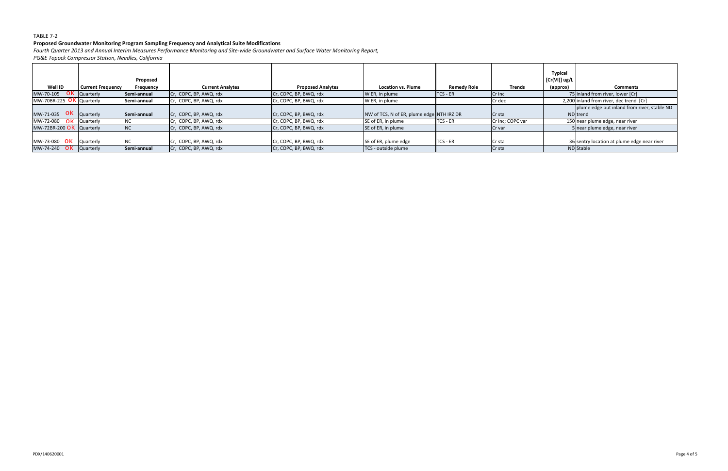TABLE 7-2

**Proposed Groundwater Monitoring Program Sampling Frequency and Analytical Suite Modifications**

*Fourth Quarter 2013 and Annual Interim Measures Performance Monitoring and Site-wide Groundwater and Surface Water Monitoring Report,*

*PG&E Topock Compressor Station, Needles, California*

| Well ID | Current Frequency | Proposed Frequency | Current Analytes | Proposed Analytes | Location vs. Plume | Remedy Role | Trends | Typical [Cr(VI)] ug/L (approx) | Comments |
|---|---|---|---|---|---|---|---|---|---|
| MW-70-105 OK | Quarterly | **Semi-annual** | Cr, COPC, BP, AWQ, rdx | Cr, COPC, BP, BWQ, rdx | W ER, in plume | TCS - ER | Cr inc | 75 | inland from river, lower [Cr] |
| MW-70BR-225 OK | Quarterly | **Semi-annual** | Cr, COPC, BP, AWQ, rdx | Cr, COPC, BP, BWQ, rdx | W ER, in plume | | Cr dec | 2,200 | inland from river, dec trend [Cr] |
| MW-71-035 OK | Quarterly | **Semi-annual** | Cr, COPC, BP, AWQ, rdx | Cr, COPC, BP, BWQ, rdx | NW of TCS, N of ER, plume edge | NTH IRZ DR | Cr sta | ND | plume edge but inland from river, stable ND trend |
| MW-72-080 OK | Quarterly | NC | Cr, COPC, BP, AWQ, rdx | Cr, COPC, BP, BWQ, rdx | SE of ER, in plume | TCS - ER | Cr inc; COPC var | 150 | near plume edge, near river |
| MW-72BR-200 OK | Quarterly | NC | Cr, COPC, BP, AWQ, rdx | Cr, COPC, BP, BWQ, rdx | SE of ER, in plume | | Cr var | 5 | near plume edge, near river |
| MW-73-080 OK | Quarterly | NC | Cr, COPC, BP, AWQ, rdx | Cr, COPC, BP, BWQ, rdx | SE of ER, plume edge | TCS - ER | Cr sta | 36 | sentry location at plume edge near river |
| MW-74-240 OK | Quarterly | **Semi-annual** | Cr, COPC, BP, AWQ, rdx | Cr, COPC, BP, BWQ, rdx | TCS - outside plume | | Cr sta | ND | Stable |

PDX/140620001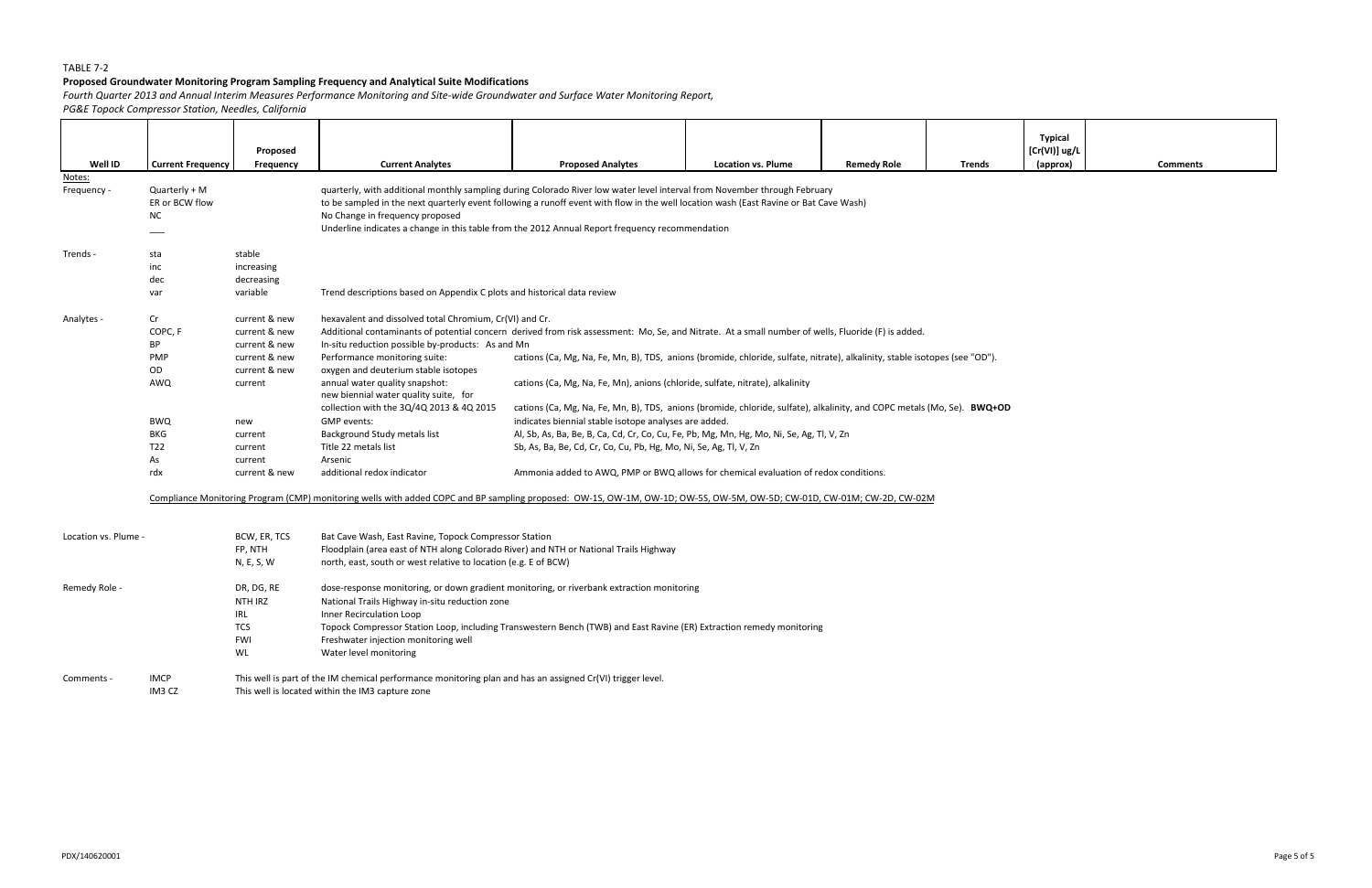TABLE 7-2

**Proposed Groundwater Monitoring Program Sampling Frequency and Analytical Suite Modifications**

*Fourth Quarter 2013 and Annual Interim Measures Performance Monitoring and Site-wide Groundwater and Surface Water Monitoring Report,*

*PG&E Topock Compressor Station, Needles, California*

| Well ID | Current Frequency | Proposed Frequency | Current Analytes | Proposed Analytes | Location vs. Plume | Remedy Role | Trends | Typical [Cr(VI)] ug/L (approx) | Comments |
|---|---|---|---|---|---|---|---|---|---|

Notes:

| | | | |
|---|---|---|---|
| Frequency - | Quarterly + M | | quarterly, with additional monthly sampling during Colorado River low water level interval from November through February |
| | ER or BCW flow | | to be sampled in the next quarterly event following a runoff event with flow in the well location wash (East Ravine or Bat Cave Wash) |
| | NC | | No Change in frequency proposed |
| | ___ | | Underline indicates a change in this table from the 2012 Annual Report frequency recommendation |
| Trends - | sta | stable | |
| | inc | increasing | |
| | dec | decreasing | |
| | var | variable | Trend descriptions based on Appendix C plots and historical data review |

| | | | | |
|---|---|---|---|---|
| Analytes - | Cr | current & new | hexavalent and dissolved total Chromium, Cr(VI) and Cr. | |
| | COPC, F | current & new | Additional contaminants of potential concern derived from risk assessment: Mo, Se, and Nitrate. At a small number of wells, Fluoride (F) is added. | |
| | BP | current & new | In-situ reduction possible by-products: As and Mn | |
| | PMP | current & new | Performance monitoring suite: | cations (Ca, Mg, Na, Fe, Mn, B), TDS, anions (bromide, chloride, sulfate, nitrate), alkalinity, stable isotopes (see "OD"). |
| | OD | current & new | oxygen and deuterium stable isotopes | |
| | AWQ | current | annual water quality snapshot: | cations (Ca, Mg, Na, Fe, Mn), anions (chloride, sulfate, nitrate), alkalinity |
| | | | new biennial water quality suite, for collection with the 3Q/4Q 2013 & 4Q 2015 | cations (Ca, Mg, Na, Fe, Mn, B), TDS, anions (bromide, chloride, sulfate), alkalinity, and COPC metals (Mo, Se). **BWQ+OD** |
| | BWQ | new | GMP events: | indicates biennial stable isotope analyses are added. |
| | BKG | current | Background Study metals list | Al, Sb, As, Ba, Be, B, Ca, Cd, Cr, Co, Cu, Fe, Pb, Mg, Mn, Hg, Mo, Ni, Se, Ag, Tl, V, Zn |
| | T22 | current | Title 22 metals list | Sb, As, Ba, Be, Cd, Cr, Co, Cu, Pb, Hg, Mo, Ni, Se, Ag, Tl, V, Zn |
| | As | current | Arsenic | |
| | rdx | current & new | additional redox indicator | Ammonia added to AWQ, PMP or BWQ allows for chemical evaluation of redox conditions. |

Compliance Monitoring Program (CMP) monitoring wells with added COPC and BP sampling proposed: OW-1S, OW-1M, OW-1D; OW-5S, OW-5M, OW-5D; CW-01D, CW-01M; CW-2D, CW-02M

| | | |
|---|---|---|
| Location vs. Plume - | BCW, ER, TCS | Bat Cave Wash, East Ravine, Topock Compressor Station |
| | FP, NTH | Floodplain (area east of NTH along Colorado River) and NTH or National Trails Highway |
| | N, E, S, W | north, east, south or west relative to location (e.g. E of BCW) |
| Remedy Role - | DR, DG, RE | dose-response monitoring, or down gradient monitoring, or riverbank extraction monitoring |
| | NTH IRZ | National Trails Highway in-situ reduction zone |
| | IRL | Inner Recirculation Loop |
| | TCS | Topock Compressor Station Loop, including Transwestern Bench (TWB) and East Ravine (ER) Extraction remedy monitoring |
| | FWI | Freshwater injection monitoring well |
| | WL | Water level monitoring |

| | | |
|---|---|---|
| Comments - | IMCP | This well is part of the IM chemical performance monitoring plan and has an assigned Cr(VI) trigger level. |
| | IM3 CZ | This well is located within the IM3 capture zone |

PDX/140620001